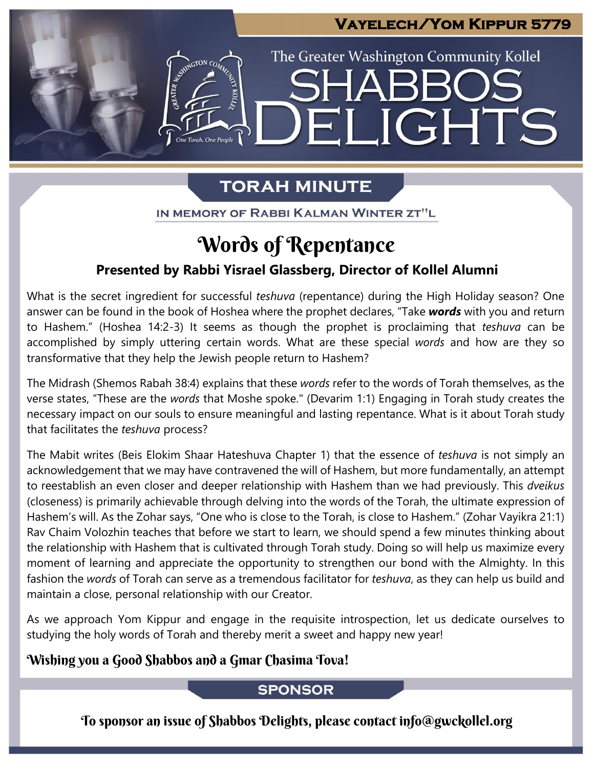Vayelech/Yom Kippur 5779

The Greater Washington Community Kollel

# Shabbos Delights

## Torah Minute

In memory of Rabbi Kalman Winter zt"l

## Words of Repentance

**Presented by Rabbi Yisrael Glassberg, Director of Kollel Alumni**

What is the secret ingredient for successful *teshuva* (repentance) during the High Holiday season? One answer can be found in the book of Hoshea where the prophet declares, "Take ***words*** with you and return to Hashem." (Hoshea 14:2-3) It seems as though the prophet is proclaiming that *teshuva* can be accomplished by simply uttering certain words. What are these special *words* and how are they so transformative that they help the Jewish people return to Hashem?

The Midrash (Shemos Rabah 38:4) explains that these *words* refer to the words of Torah themselves, as the verse states, "These are the *words* that Moshe spoke." (Devarim 1:1) Engaging in Torah study creates the necessary impact on our souls to ensure meaningful and lasting repentance. What is it about Torah study that facilitates the *teshuva* process?

The Mabit writes (Beis Elokim Shaar Hateshuva Chapter 1) that the essence of *teshuva* is not simply an acknowledgement that we may have contravened the will of Hashem, but more fundamentally, an attempt to reestablish an even closer and deeper relationship with Hashem than we had previously. This *dveikus* (closeness) is primarily achievable through delving into the words of the Torah, the ultimate expression of Hashem's will. As the Zohar says, "One who is close to the Torah, is close to Hashem." (Zohar Vayikra 21:1) Rav Chaim Volozhin teaches that before we start to learn, we should spend a few minutes thinking about the relationship with Hashem that is cultivated through Torah study. Doing so will help us maximize every moment of learning and appreciate the opportunity to strengthen our bond with the Almighty. In this fashion the *words* of Torah can serve as a tremendous facilitator for *teshuva*, as they can help us build and maintain a close, personal relationship with our Creator.

As we approach Yom Kippur and engage in the requisite introspection, let us dedicate ourselves to studying the holy words of Torah and thereby merit a sweet and happy new year!

**Wishing you a Good Shabbos and a Gmar Chasima Tova!**

## Sponsor

To sponsor an issue of Shabbos Delights, please contact info@gwckollel.org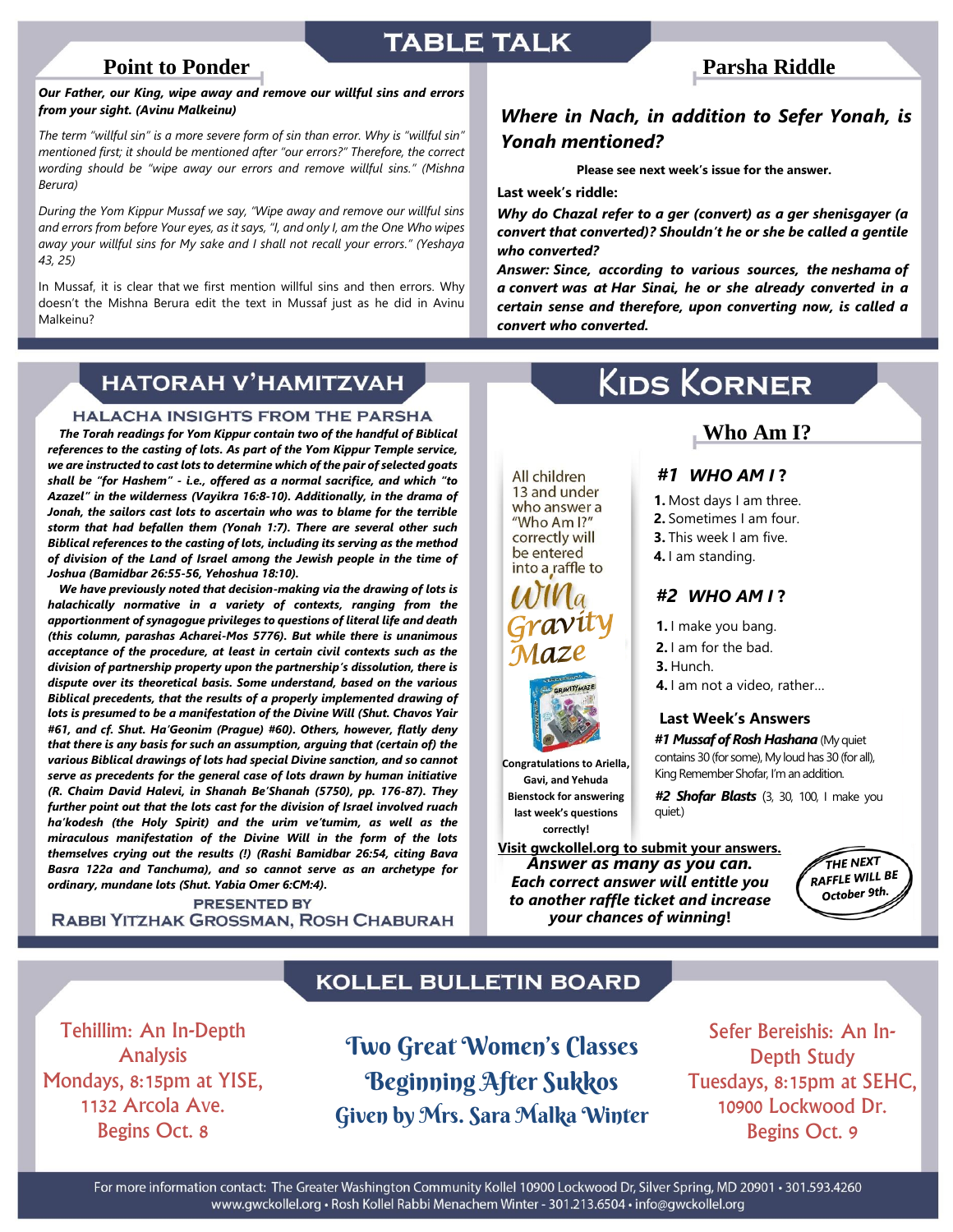# TABLE TALK

## Point to Ponder

***Our Father, our King, wipe away and remove our willful sins and errors from your sight. (Avinu Malkeinu)***

*The term "willful sin" is a more severe form of sin than error. Why is "willful sin" mentioned first; it should be mentioned after "our errors?" Therefore, the correct wording should be "wipe away our errors and remove willful sins." (Mishna Berura)*

*During the Yom Kippur Mussaf we say, "Wipe away and remove our willful sins and errors from before Your eyes, as it says, "I, and only I, am the One Who wipes away your willful sins for My sake and I shall not recall your errors." (Yeshaya 43, 25)*

In Mussaf, it is clear that we first mention willful sins and then errors. Why doesn't the Mishna Berura edit the text in Mussaf just as he did in Avinu Malkeinu?

## Parsha Riddle

***Where in Nach, in addition to Sefer Yonah, is Yonah mentioned?***

**Please see next week's issue for the answer.**

**Last week's riddle:**

***Why do Chazal refer to a ger (convert) as a ger shenisgayer (a convert that converted)? Shouldn't he or she be called a gentile who converted?***

***Answer: Since, according to various sources, the neshama of a convert was at Har Sinai, he or she already converted in a certain sense and therefore, upon converting now, is called a convert who converted.***

# HATORAH V'HAMITZVAH

## HALACHA INSIGHTS FROM THE PARSHA

***The Torah readings for Yom Kippur contain two of the handful of Biblical references to the casting of lots. As part of the Yom Kippur Temple service, we are instructed to cast lots to determine which of the pair of selected goats shall be "for Hashem" - i.e., offered as a normal sacrifice, and which "to Azazel" in the wilderness (Vayikra 16:8-10). Additionally, in the drama of Jonah, the sailors cast lots to ascertain who was to blame for the terrible storm that had befallen them (Yonah 1:7). There are several other such Biblical references to the casting of lots, including its serving as the method of division of the Land of Israel among the Jewish people in the time of Joshua (Bamidbar 26:55-56, Yehoshua 18:10).***

***We have previously noted that decision-making via the drawing of lots is halachically normative in a variety of contexts, ranging from the apportionment of synagogue privileges to questions of literal life and death (this column, parashas Acharei-Mos 5776). But while there is unanimous acceptance of the procedure, at least in certain civil contexts such as the division of partnership property upon the partnership's dissolution, there is dispute over its theoretical basis. Some understand, based on the various Biblical precedents, that the results of a properly implemented drawing of lots is presumed to be a manifestation of the Divine Will (Shut. Chavos Yair #61, and cf. Shut. Ha'Geonim (Prague) #60). Others, however, flatly deny that there is any basis for such an assumption, arguing that (certain of) the various Biblical drawings of lots had special Divine sanction, and so cannot serve as precedents for the general case of lots drawn by human initiative (R. Chaim David Halevi, in Shanah Be'Shanah (5750), pp. 176-87). They further point out that the lots cast for the division of Israel involved ruach ha'kodesh (the Holy Spirit) and the urim ve'tumim, as well as the miraculous manifestation of the Divine Will in the form of the lots themselves crying out the results (!) (Rashi Bamidbar 26:54, citing Bava Basra 122a and Tanchuma), and so cannot serve as an archetype for ordinary, mundane lots (Shut. Yabia Omer 6:CM:4).***

PRESENTED BY
RABBI YITZHAK GROSSMAN, ROSH CHABURAH

# KIDS KORNER

All children 13 and under who answer a "Who Am I?" correctly will be entered into a raffle to

*Win a Gravity Maze*

**Congratulations to Ariella, Gavi, and Yehuda Bienstock for answering last week's questions correctly!**

## Who Am I?

### #1 WHO AM I ?

1. Most days I am three.
2. Sometimes I am four.
3. This week I am five.
4. I am standing.

### #2 WHO AM I ?

1. I make you bang.
2. I am for the bad.
3. Hunch.
4. I am not a video, rather…

### Last Week's Answers

***#1 Mussaf of Rosh Hashana*** (My quiet contains 30 (for some), My loud has 30 (for all), King Remember Shofar, I'm an addition.

***#2 Shofar Blasts*** (3, 30, 100, I make you quiet.)

**Visit gwckollel.org to submit your answers.**

***Answer as many as you can. Each correct answer will entitle you to another raffle ticket and increase your chances of winning!***

***THE NEXT RAFFLE WILL BE October 9th.***

# KOLLEL BULLETIN BOARD

Tehillim: An In-Depth Analysis
Mondays, 8:15pm at YISE, 1132 Arcola Ave.
Begins Oct. 8

Two Great Women's Classes
Beginning After Sukkos
Given by Mrs. Sara Malka Winter

Sefer Bereishis: An In-Depth Study
Tuesdays, 8:15pm at SEHC, 10900 Lockwood Dr.
Begins Oct. 9

For more information contact: The Greater Washington Community Kollel 10900 Lockwood Dr, Silver Spring, MD 20901 • 301.593.4260
www.gwckollel.org • Rosh Kollel Rabbi Menachem Winter - 301.213.6504 • info@gwckollel.org